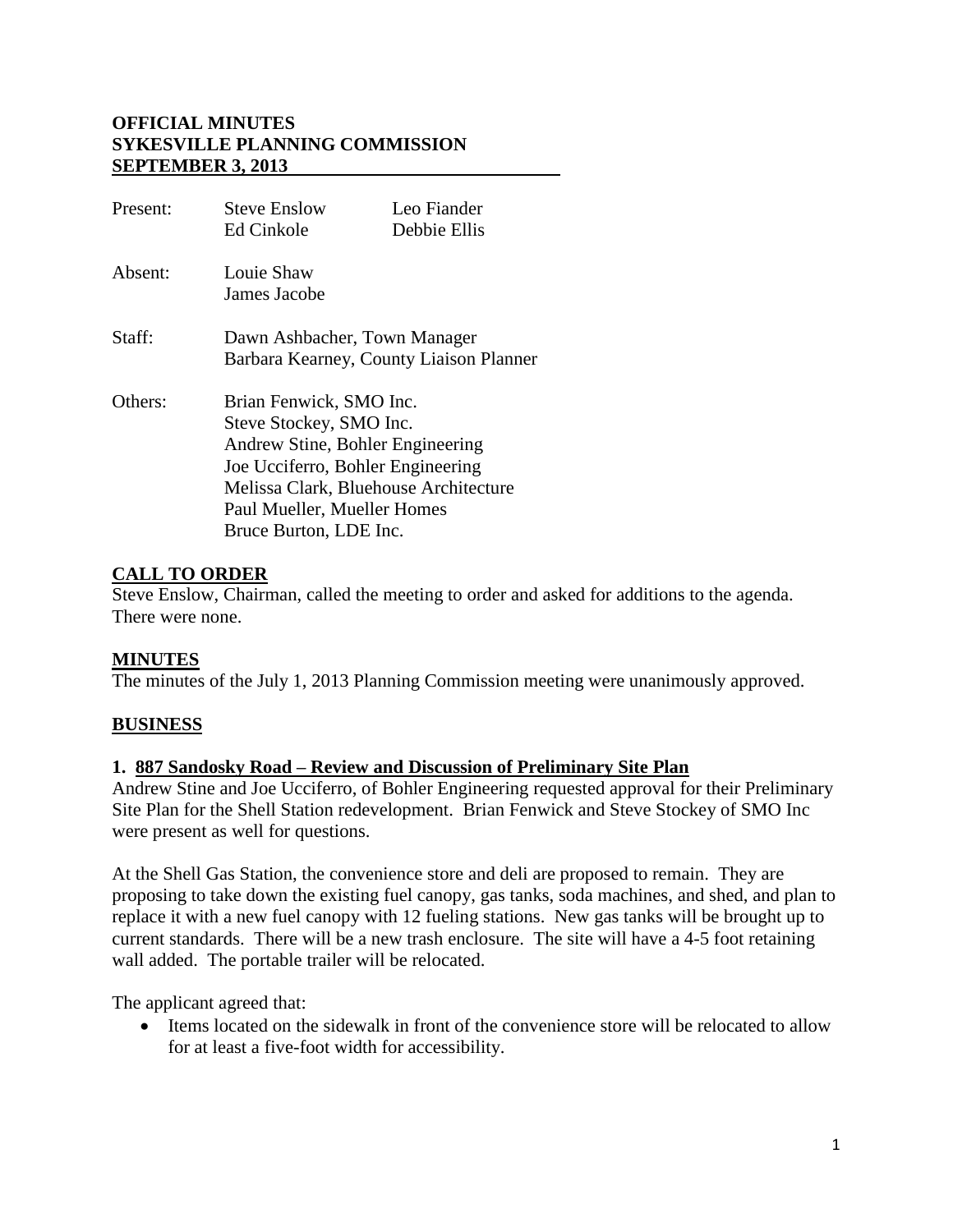**OFFICIAL MINUTES**
**SYKESVILLE PLANNING COMMISSION**
**SEPTEMBER 3, 2013**

| | | |
|---|---|---|
| Present: | Steve Enslow | Leo Fiander |
| | Ed Cinkole | Debbie Ellis |
| Absent: | Louie Shaw | |
| | James Jacobe | |
| Staff: | Dawn Ashbacher, Town Manager | |
| | Barbara Kearney, County Liaison Planner | |
| Others: | Brian Fenwick, SMO Inc. | |
| | Steve Stockey, SMO Inc. | |
| | Andrew Stine, Bohler Engineering | |
| | Joe Ucciferro, Bohler Engineering | |
| | Melissa Clark, Bluehouse Architecture | |
| | Paul Mueller, Mueller Homes | |
| | Bruce Burton, LDE Inc. | |

## CALL TO ORDER

Steve Enslow, Chairman, called the meeting to order and asked for additions to the agenda. There were none.

## MINUTES

The minutes of the July 1, 2013 Planning Commission meeting were unanimously approved.

## BUSINESS

### 1. 887 Sandosky Road – Review and Discussion of Preliminary Site Plan

Andrew Stine and Joe Ucciferro, of Bohler Engineering requested approval for their Preliminary Site Plan for the Shell Station redevelopment. Brian Fenwick and Steve Stockey of SMO Inc were present as well for questions.

At the Shell Gas Station, the convenience store and deli are proposed to remain. They are proposing to take down the existing fuel canopy, gas tanks, soda machines, and shed, and plan to replace it with a new fuel canopy with 12 fueling stations. New gas tanks will be brought up to current standards. There will be a new trash enclosure. The site will have a 4-5 foot retaining wall added. The portable trailer will be relocated.

The applicant agreed that:

- Items located on the sidewalk in front of the convenience store will be relocated to allow for at least a five-foot width for accessibility.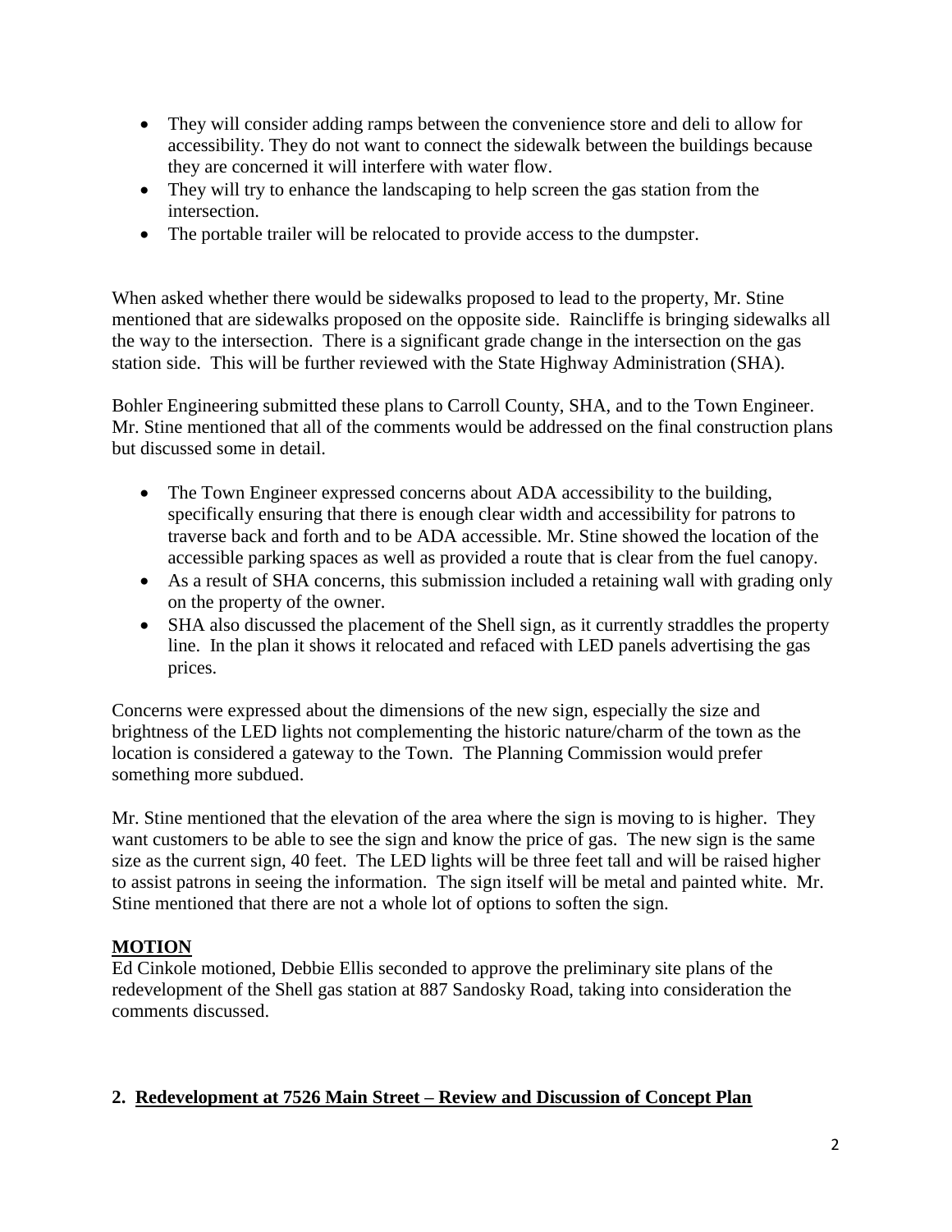- They will consider adding ramps between the convenience store and deli to allow for accessibility. They do not want to connect the sidewalk between the buildings because they are concerned it will interfere with water flow.
- They will try to enhance the landscaping to help screen the gas station from the intersection.
- The portable trailer will be relocated to provide access to the dumpster.

When asked whether there would be sidewalks proposed to lead to the property, Mr. Stine mentioned that are sidewalks proposed on the opposite side. Raincliffe is bringing sidewalks all the way to the intersection. There is a significant grade change in the intersection on the gas station side. This will be further reviewed with the State Highway Administration (SHA).

Bohler Engineering submitted these plans to Carroll County, SHA, and to the Town Engineer. Mr. Stine mentioned that all of the comments would be addressed on the final construction plans but discussed some in detail.

- The Town Engineer expressed concerns about ADA accessibility to the building, specifically ensuring that there is enough clear width and accessibility for patrons to traverse back and forth and to be ADA accessible. Mr. Stine showed the location of the accessible parking spaces as well as provided a route that is clear from the fuel canopy.
- As a result of SHA concerns, this submission included a retaining wall with grading only on the property of the owner.
- SHA also discussed the placement of the Shell sign, as it currently straddles the property line. In the plan it shows it relocated and refaced with LED panels advertising the gas prices.

Concerns were expressed about the dimensions of the new sign, especially the size and brightness of the LED lights not complementing the historic nature/charm of the town as the location is considered a gateway to the Town. The Planning Commission would prefer something more subdued.

Mr. Stine mentioned that the elevation of the area where the sign is moving to is higher. They want customers to be able to see the sign and know the price of gas. The new sign is the same size as the current sign, 40 feet. The LED lights will be three feet tall and will be raised higher to assist patrons in seeing the information. The sign itself will be metal and painted white. Mr. Stine mentioned that there are not a whole lot of options to soften the sign.

**MOTION**

Ed Cinkole motioned, Debbie Ellis seconded to approve the preliminary site plans of the redevelopment of the Shell gas station at 887 Sandosky Road, taking into consideration the comments discussed.

## 2. Redevelopment at 7526 Main Street – Review and Discussion of Concept Plan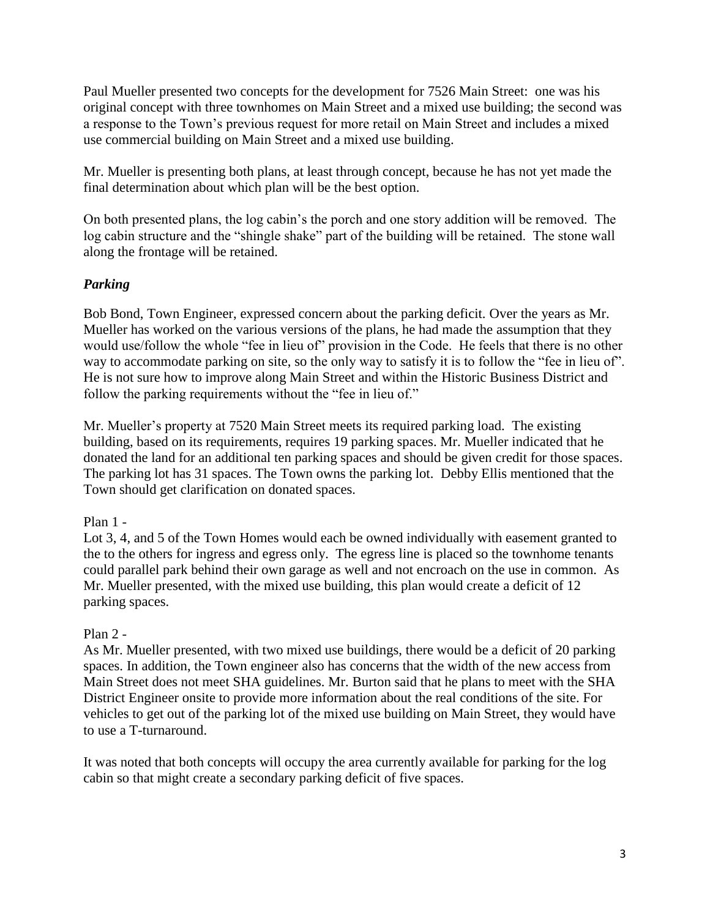Paul Mueller presented two concepts for the development for 7526 Main Street: one was his original concept with three townhomes on Main Street and a mixed use building; the second was a response to the Town's previous request for more retail on Main Street and includes a mixed use commercial building on Main Street and a mixed use building.

Mr. Mueller is presenting both plans, at least through concept, because he has not yet made the final determination about which plan will be the best option.

On both presented plans, the log cabin's the porch and one story addition will be removed. The log cabin structure and the "shingle shake" part of the building will be retained. The stone wall along the frontage will be retained.

***Parking***

Bob Bond, Town Engineer, expressed concern about the parking deficit. Over the years as Mr. Mueller has worked on the various versions of the plans, he had made the assumption that they would use/follow the whole "fee in lieu of" provision in the Code. He feels that there is no other way to accommodate parking on site, so the only way to satisfy it is to follow the "fee in lieu of". He is not sure how to improve along Main Street and within the Historic Business District and follow the parking requirements without the "fee in lieu of."

Mr. Mueller's property at 7520 Main Street meets its required parking load. The existing building, based on its requirements, requires 19 parking spaces. Mr. Mueller indicated that he donated the land for an additional ten parking spaces and should be given credit for those spaces. The parking lot has 31 spaces. The Town owns the parking lot. Debby Ellis mentioned that the Town should get clarification on donated spaces.

Plan 1 -
Lot 3, 4, and 5 of the Town Homes would each be owned individually with easement granted to the to the others for ingress and egress only. The egress line is placed so the townhome tenants could parallel park behind their own garage as well and not encroach on the use in common. As Mr. Mueller presented, with the mixed use building, this plan would create a deficit of 12 parking spaces.

Plan 2 -
As Mr. Mueller presented, with two mixed use buildings, there would be a deficit of 20 parking spaces. In addition, the Town engineer also has concerns that the width of the new access from Main Street does not meet SHA guidelines. Mr. Burton said that he plans to meet with the SHA District Engineer onsite to provide more information about the real conditions of the site. For vehicles to get out of the parking lot of the mixed use building on Main Street, they would have to use a T-turnaround.

It was noted that both concepts will occupy the area currently available for parking for the log cabin so that might create a secondary parking deficit of five spaces.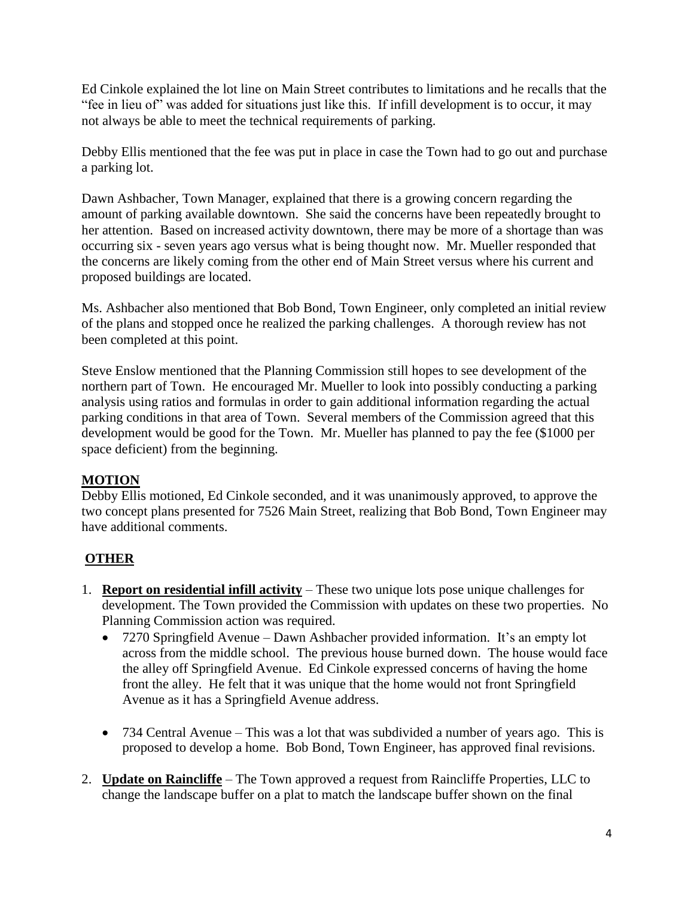Ed Cinkole explained the lot line on Main Street contributes to limitations and he recalls that the "fee in lieu of" was added for situations just like this. If infill development is to occur, it may not always be able to meet the technical requirements of parking.

Debby Ellis mentioned that the fee was put in place in case the Town had to go out and purchase a parking lot.

Dawn Ashbacher, Town Manager, explained that there is a growing concern regarding the amount of parking available downtown. She said the concerns have been repeatedly brought to her attention. Based on increased activity downtown, there may be more of a shortage than was occurring six - seven years ago versus what is being thought now. Mr. Mueller responded that the concerns are likely coming from the other end of Main Street versus where his current and proposed buildings are located.

Ms. Ashbacher also mentioned that Bob Bond, Town Engineer, only completed an initial review of the plans and stopped once he realized the parking challenges. A thorough review has not been completed at this point.

Steve Enslow mentioned that the Planning Commission still hopes to see development of the northern part of Town. He encouraged Mr. Mueller to look into possibly conducting a parking analysis using ratios and formulas in order to gain additional information regarding the actual parking conditions in that area of Town. Several members of the Commission agreed that this development would be good for the Town. Mr. Mueller has planned to pay the fee ($1000 per space deficient) from the beginning.

**MOTION**

Debby Ellis motioned, Ed Cinkole seconded, and it was unanimously approved, to approve the two concept plans presented for 7526 Main Street, realizing that Bob Bond, Town Engineer may have additional comments.

**OTHER**

1. **Report on residential infill activity** – These two unique lots pose unique challenges for development. The Town provided the Commission with updates on these two properties. No Planning Commission action was required.
   - 7270 Springfield Avenue – Dawn Ashbacher provided information. It's an empty lot across from the middle school. The previous house burned down. The house would face the alley off Springfield Avenue. Ed Cinkole expressed concerns of having the home front the alley. He felt that it was unique that the home would not front Springfield Avenue as it has a Springfield Avenue address.
   - 734 Central Avenue – This was a lot that was subdivided a number of years ago. This is proposed to develop a home. Bob Bond, Town Engineer, has approved final revisions.
2. **Update on Raincliffe** – The Town approved a request from Raincliffe Properties, LLC to change the landscape buffer on a plat to match the landscape buffer shown on the final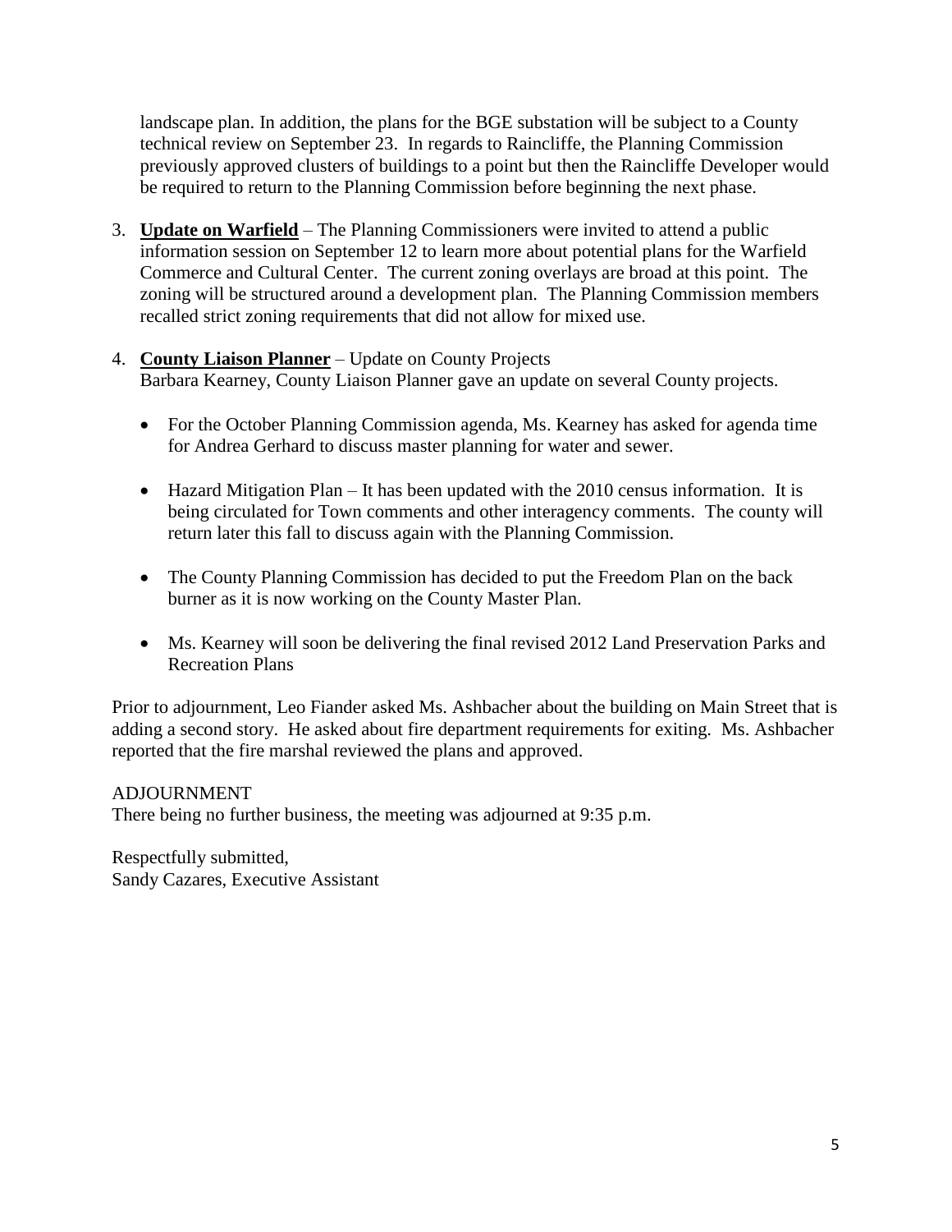landscape plan. In addition, the plans for the BGE substation will be subject to a County technical review on September 23. In regards to Raincliffe, the Planning Commission previously approved clusters of buildings to a point but then the Raincliffe Developer would be required to return to the Planning Commission before beginning the next phase.

3. **Update on Warfield** – The Planning Commissioners were invited to attend a public information session on September 12 to learn more about potential plans for the Warfield Commerce and Cultural Center. The current zoning overlays are broad at this point. The zoning will be structured around a development plan. The Planning Commission members recalled strict zoning requirements that did not allow for mixed use.

4. **County Liaison Planner** – Update on County Projects
   Barbara Kearney, County Liaison Planner gave an update on several County projects.

   - For the October Planning Commission agenda, Ms. Kearney has asked for agenda time for Andrea Gerhard to discuss master planning for water and sewer.
   - Hazard Mitigation Plan – It has been updated with the 2010 census information. It is being circulated for Town comments and other interagency comments. The county will return later this fall to discuss again with the Planning Commission.
   - The County Planning Commission has decided to put the Freedom Plan on the back burner as it is now working on the County Master Plan.
   - Ms. Kearney will soon be delivering the final revised 2012 Land Preservation Parks and Recreation Plans

Prior to adjournment, Leo Fiander asked Ms. Ashbacher about the building on Main Street that is adding a second story. He asked about fire department requirements for exiting. Ms. Ashbacher reported that the fire marshal reviewed the plans and approved.

ADJOURNMENT
There being no further business, the meeting was adjourned at 9:35 p.m.

Respectfully submitted,
Sandy Cazares, Executive Assistant